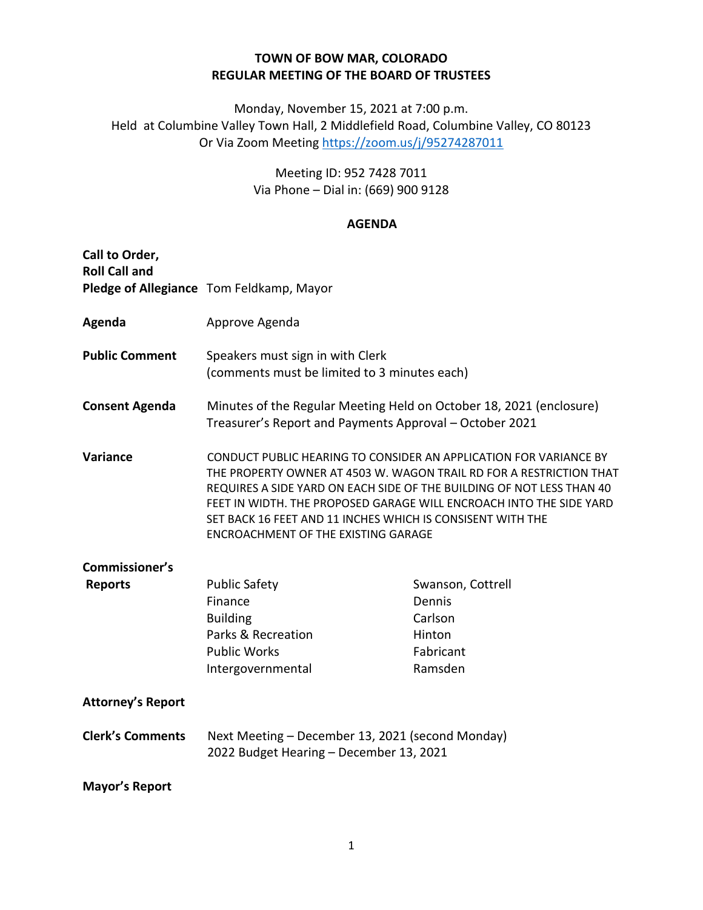# TOWN OF BOW MAR, COLORADO
## REGULAR MEETING OF THE BOARD OF TRUSTEES

Monday, November 15, 2021 at 7:00 p.m.
Held at Columbine Valley Town Hall, 2 Middlefield Road, Columbine Valley, CO 80123
Or Via Zoom Meeting https://zoom.us/j/95274287011

Meeting ID: 952 7428 7011
Via Phone – Dial in: (669) 900 9128

### AGENDA

**Call to Order, Roll Call and Pledge of Allegiance** Tom Feldkamp, Mayor

**Agenda** Approve Agenda

**Public Comment** Speakers must sign in with Clerk
(comments must be limited to 3 minutes each)

**Consent Agenda** Minutes of the Regular Meeting Held on October 18, 2021 (enclosure)
Treasurer's Report and Payments Approval – October 2021

**Variance** CONDUCT PUBLIC HEARING TO CONSIDER AN APPLICATION FOR VARIANCE BY THE PROPERTY OWNER AT 4503 W. WAGON TRAIL RD FOR A RESTRICTION THAT REQUIRES A SIDE YARD ON EACH SIDE OF THE BUILDING OF NOT LESS THAN 40 FEET IN WIDTH. THE PROPOSED GARAGE WILL ENCROACH INTO THE SIDE YARD SET BACK 16 FEET AND 11 INCHES WHICH IS CONSISENT WITH THE ENCROACHMENT OF THE EXISTING GARAGE

**Commissioner's Reports**

| | |
|---|---|
| Public Safety | Swanson, Cottrell |
| Finance | Dennis |
| Building | Carlson |
| Parks & Recreation | Hinton |
| Public Works | Fabricant |
| Intergovernmental | Ramsden |

**Attorney's Report**

**Clerk's Comments** Next Meeting – December 13, 2021 (second Monday)
2022 Budget Hearing – December 13, 2021

**Mayor's Report**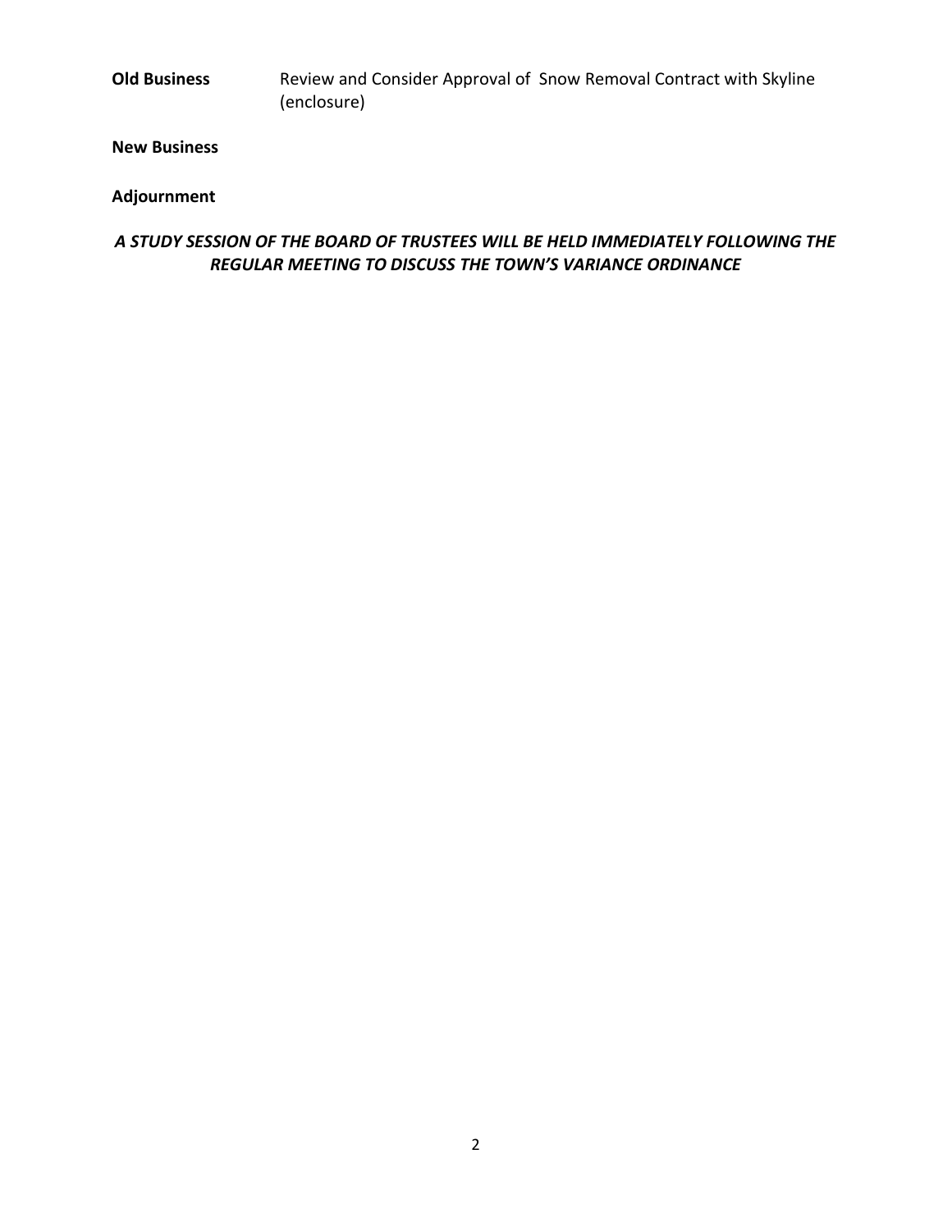**Old Business** Review and Consider Approval of Snow Removal Contract with Skyline (enclosure)

**New Business**

**Adjournment**

***A STUDY SESSION OF THE BOARD OF TRUSTEES WILL BE HELD IMMEDIATELY FOLLOWING THE REGULAR MEETING TO DISCUSS THE TOWN'S VARIANCE ORDINANCE***